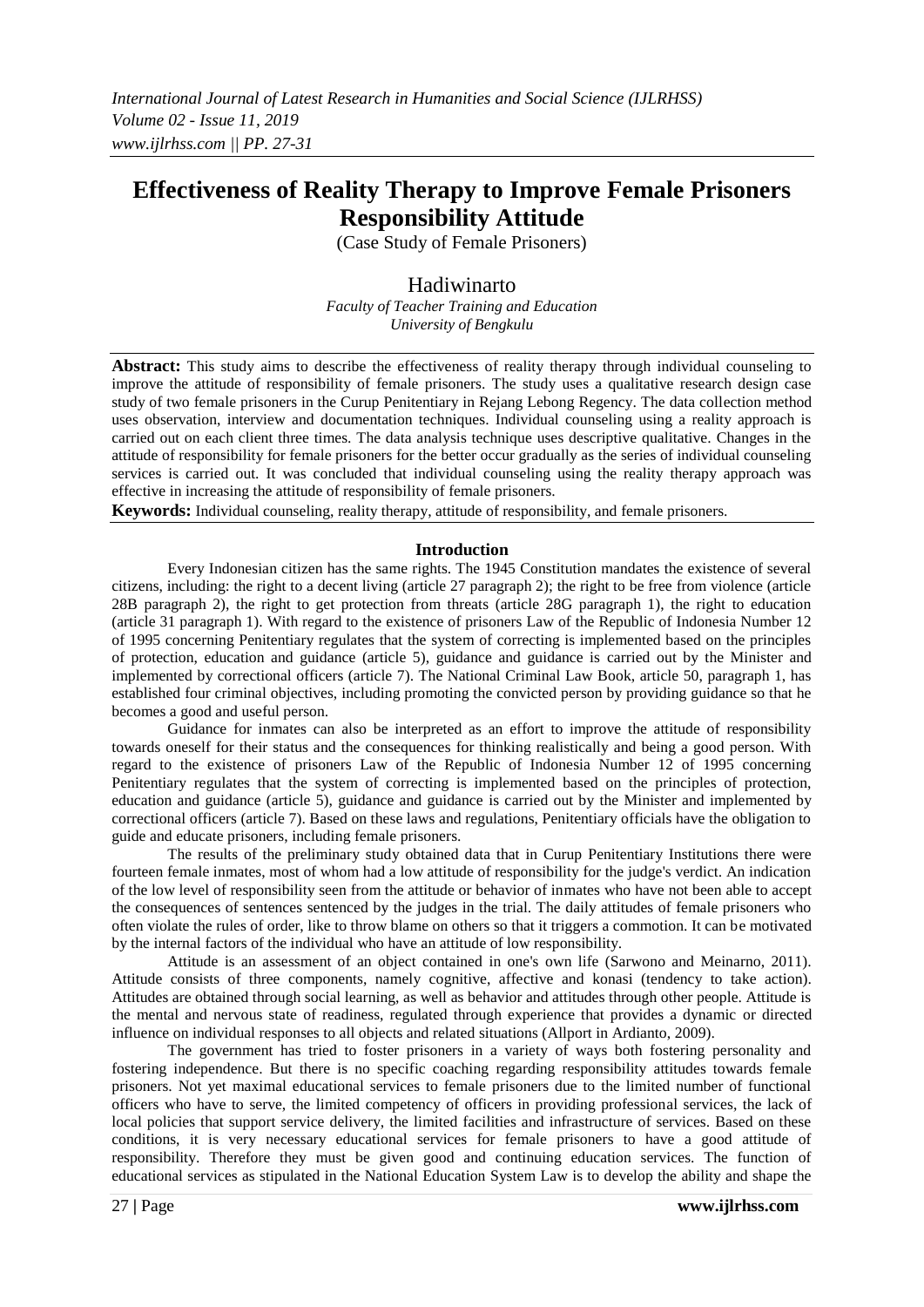# Effectiveness of Reality Therapy to Improve Female Prisoners Responsibility Attitude

(Case Study of Female Prisoners)

Hadiwinarto

*Faculty of Teacher Training and Education*
*University of Bengkulu*

**Abstract:** This study aims to describe the effectiveness of reality therapy through individual counseling to improve the attitude of responsibility of female prisoners. The study uses a qualitative research design case study of two female prisoners in the Curup Penitentiary in Rejang Lebong Regency. The data collection method uses observation, interview and documentation techniques. Individual counseling using a reality approach is carried out on each client three times. The data analysis technique uses descriptive qualitative. Changes in the attitude of responsibility for female prisoners for the better occur gradually as the series of individual counseling services is carried out. It was concluded that individual counseling using the reality therapy approach was effective in increasing the attitude of responsibility of female prisoners.

**Keywords:** Individual counseling, reality therapy, attitude of responsibility, and female prisoners.

## Introduction

Every Indonesian citizen has the same rights. The 1945 Constitution mandates the existence of several citizens, including: the right to a decent living (article 27 paragraph 2); the right to be free from violence (article 28B paragraph 2), the right to get protection from threats (article 28G paragraph 1), the right to education (article 31 paragraph 1). With regard to the existence of prisoners Law of the Republic of Indonesia Number 12 of 1995 concerning Penitentiary regulates that the system of correcting is implemented based on the principles of protection, education and guidance (article 5), guidance and guidance is carried out by the Minister and implemented by correctional officers (article 7). The National Criminal Law Book, article 50, paragraph 1, has established four criminal objectives, including promoting the convicted person by providing guidance so that he becomes a good and useful person.

Guidance for inmates can also be interpreted as an effort to improve the attitude of responsibility towards oneself for their status and the consequences for thinking realistically and being a good person. With regard to the existence of prisoners Law of the Republic of Indonesia Number 12 of 1995 concerning Penitentiary regulates that the system of correcting is implemented based on the principles of protection, education and guidance (article 5), guidance and guidance is carried out by the Minister and implemented by correctional officers (article 7). Based on these laws and regulations, Penitentiary officials have the obligation to guide and educate prisoners, including female prisoners.

The results of the preliminary study obtained data that in Curup Penitentiary Institutions there were fourteen female inmates, most of whom had a low attitude of responsibility for the judge's verdict. An indication of the low level of responsibility seen from the attitude or behavior of inmates who have not been able to accept the consequences of sentences sentenced by the judges in the trial. The daily attitudes of female prisoners who often violate the rules of order, like to throw blame on others so that it triggers a commotion. It can be motivated by the internal factors of the individual who have an attitude of low responsibility.

Attitude is an assessment of an object contained in one's own life (Sarwono and Meinarno, 2011). Attitude consists of three components, namely cognitive, affective and konasi (tendency to take action). Attitudes are obtained through social learning, as well as behavior and attitudes through other people. Attitude is the mental and nervous state of readiness, regulated through experience that provides a dynamic or directed influence on individual responses to all objects and related situations (Allport in Ardianto, 2009).

The government has tried to foster prisoners in a variety of ways both fostering personality and fostering independence. But there is no specific coaching regarding responsibility attitudes towards female prisoners. Not yet maximal educational services to female prisoners due to the limited number of functional officers who have to serve, the limited competency of officers in providing professional services, the lack of local policies that support service delivery, the limited facilities and infrastructure of services. Based on these conditions, it is very necessary educational services for female prisoners to have a good attitude of responsibility. Therefore they must be given good and continuing education services. The function of educational services as stipulated in the National Education System Law is to develop the ability and shape the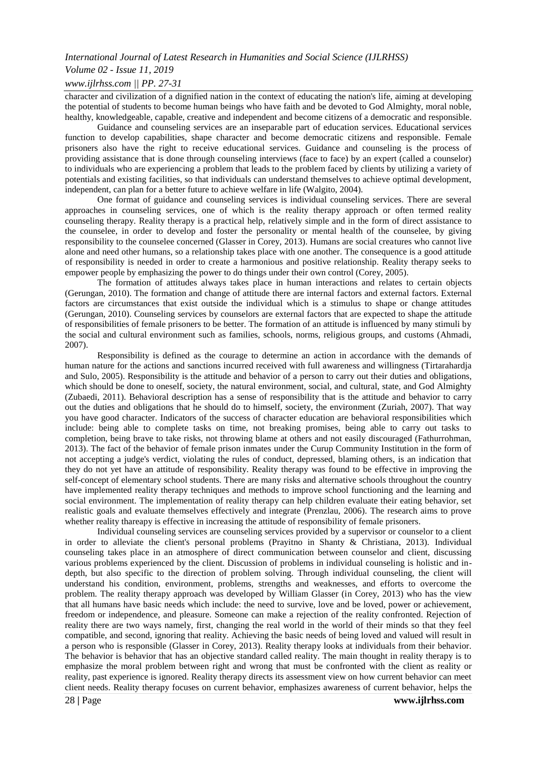character and civilization of a dignified nation in the context of educating the nation's life, aiming at developing the potential of students to become human beings who have faith and be devoted to God Almighty, moral noble, healthy, knowledgeable, capable, creative and independent and become citizens of a democratic and responsible.

Guidance and counseling services are an inseparable part of education services. Educational services function to develop capabilities, shape character and become democratic citizens and responsible. Female prisoners also have the right to receive educational services. Guidance and counseling is the process of providing assistance that is done through counseling interviews (face to face) by an expert (called a counselor) to individuals who are experiencing a problem that leads to the problem faced by clients by utilizing a variety of potentials and existing facilities, so that individuals can understand themselves to achieve optimal development, independent, can plan for a better future to achieve welfare in life (Walgito, 2004).

One format of guidance and counseling services is individual counseling services. There are several approaches in counseling services, one of which is the reality therapy approach or often termed reality counseling therapy. Reality therapy is a practical help, relatively simple and in the form of direct assistance to the counselee, in order to develop and foster the personality or mental health of the counselee, by giving responsibility to the counselee concerned (Glasser in Corey, 2013). Humans are social creatures who cannot live alone and need other humans, so a relationship takes place with one another. The consequence is a good attitude of responsibility is needed in order to create a harmonious and positive relationship. Reality therapy seeks to empower people by emphasizing the power to do things under their own control (Corey, 2005).

The formation of attitudes always takes place in human interactions and relates to certain objects (Gerungan, 2010). The formation and change of attitude there are internal factors and external factors. External factors are circumstances that exist outside the individual which is a stimulus to shape or change attitudes (Gerungan, 2010). Counseling services by counselors are external factors that are expected to shape the attitude of responsibilities of female prisoners to be better. The formation of an attitude is influenced by many stimuli by the social and cultural environment such as families, schools, norms, religious groups, and customs (Ahmadi, 2007).

Responsibility is defined as the courage to determine an action in accordance with the demands of human nature for the actions and sanctions incurred received with full awareness and willingness (Tirtarahardja and Sulo, 2005). Responsibility is the attitude and behavior of a person to carry out their duties and obligations, which should be done to oneself, society, the natural environment, social, and cultural, state, and God Almighty (Zubaedi, 2011). Behavioral description has a sense of responsibility that is the attitude and behavior to carry out the duties and obligations that he should do to himself, society, the environment (Zuriah, 2007). That way you have good character. Indicators of the success of character education are behavioral responsibilities which include: being able to complete tasks on time, not breaking promises, being able to carry out tasks to completion, being brave to take risks, not throwing blame at others and not easily discouraged (Fathurrohman, 2013). The fact of the behavior of female prison inmates under the Curup Community Institution in the form of not accepting a judge's verdict, violating the rules of conduct, depressed, blaming others, is an indication that they do not yet have an attitude of responsibility. Reality therapy was found to be effective in improving the self-concept of elementary school students. There are many risks and alternative schools throughout the country have implemented reality therapy techniques and methods to improve school functioning and the learning and social environment. The implementation of reality therapy can help children evaluate their eating behavior, set realistic goals and evaluate themselves effectively and integrate (Prenzlau, 2006). The research aims to prove whether reality thareapy is effective in increasing the attitude of responsibility of female prisoners.

Individual counseling services are counseling services provided by a supervisor or counselor to a client in order to alleviate the client's personal problems (Prayitno in Shanty & Christiana, 2013). Individual counseling takes place in an atmosphere of direct communication between counselor and client, discussing various problems experienced by the client. Discussion of problems in individual counseling is holistic and in-depth, but also specific to the direction of problem solving. Through individual counseling, the client will understand his condition, environment, problems, strengths and weaknesses, and efforts to overcome the problem. The reality therapy approach was developed by William Glasser (in Corey, 2013) who has the view that all humans have basic needs which include: the need to survive, love and be loved, power or achievement, freedom or independence, and pleasure. Someone can make a rejection of the reality confronted. Rejection of reality there are two ways namely, first, changing the real world in the world of their minds so that they feel compatible, and second, ignoring that reality. Achieving the basic needs of being loved and valued will result in a person who is responsible (Glasser in Corey, 2013). Reality therapy looks at individuals from their behavior. The behavior is behavior that has an objective standard called reality. The main thought in reality therapy is to emphasize the moral problem between right and wrong that must be confronted with the client as reality or reality, past experience is ignored. Reality therapy directs its assessment view on how current behavior can meet client needs. Reality therapy focuses on current behavior, emphasizes awareness of current behavior, helps the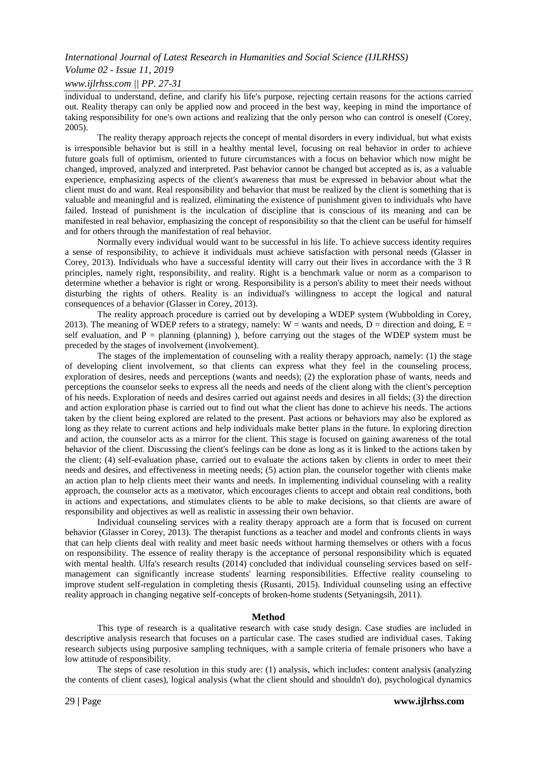individual to understand, define, and clarify his life's purpose, rejecting certain reasons for the actions carried out. Reality therapy can only be applied now and proceed in the best way, keeping in mind the importance of taking responsibility for one's own actions and realizing that the only person who can control is oneself (Corey, 2005).

The reality therapy approach rejects the concept of mental disorders in every individual, but what exists is irresponsible behavior but is still in a healthy mental level, focusing on real behavior in order to achieve future goals full of optimism, oriented to future circumstances with a focus on behavior which now might be changed, improved, analyzed and interpreted. Past behavior cannot be changed but accepted as is, as a valuable experience, emphasizing aspects of the client's awareness that must be expressed in behavior about what the client must do and want. Real responsibility and behavior that must be realized by the client is something that is valuable and meaningful and is realized, eliminating the existence of punishment given to individuals who have failed. Instead of punishment is the inculcation of discipline that is conscious of its meaning and can be manifested in real behavior, emphasizing the concept of responsibility so that the client can be useful for himself and for others through the manifestation of real behavior.

Normally every individual would want to be successful in his life. To achieve success identity requires a sense of responsibility, to achieve it individuals must achieve satisfaction with personal needs (Glasser in Corey, 2013). Individuals who have a successful identity will carry out their lives in accordance with the 3 R principles, namely right, responsibility, and reality. Right is a benchmark value or norm as a comparison to determine whether a behavior is right or wrong. Responsibility is a person's ability to meet their needs without disturbing the rights of others. Reality is an individual's willingness to accept the logical and natural consequences of a behavior (Glasser in Corey, 2013).

The reality approach procedure is carried out by developing a WDEP system (Wubbolding in Corey, 2013). The meaning of WDEP refers to a strategy, namely: W = wants and needs, D = direction and doing, E = self evaluation, and P = planning (planning) ), before carrying out the stages of the WDEP system must be preceded by the stages of involvement (involvement).

The stages of the implementation of counseling with a reality therapy approach, namely: (1) the stage of developing client involvement, so that clients can express what they feel in the counseling process, exploration of desires, needs and perceptions (wants and needs); (2) the exploration phase of wants, needs and perceptions the counselor seeks to express all the needs and needs of the client along with the client's perception of his needs. Exploration of needs and desires carried out against needs and desires in all fields; (3) the direction and action exploration phase is carried out to find out what the client has done to achieve his needs. The actions taken by the client being explored are related to the present. Past actions or behaviors may also be explored as long as they relate to current actions and help individuals make better plans in the future. In exploring direction and action, the counselor acts as a mirror for the client. This stage is focused on gaining awareness of the total behavior of the client. Discussing the client's feelings can be done as long as it is linked to the actions taken by the client; (4) self-evaluation phase, carried out to evaluate the actions taken by clients in order to meet their needs and desires, and effectiveness in meeting needs; (5) action plan, the counselor together with clients make an action plan to help clients meet their wants and needs. In implementing individual counseling with a reality approach, the counselor acts as a motivator, which encourages clients to accept and obtain real conditions, both in actions and expectations, and stimulates clients to be able to make decisions, so that clients are aware of responsibility and objectives as well as realistic in assessing their own behavior.

Individual counseling services with a reality therapy approach are a form that is focused on current behavior (Glasser in Corey, 2013). The therapist functions as a teacher and model and confronts clients in ways that can help clients deal with reality and meet basic needs without harming themselves or others with a focus on responsibility. The essence of reality therapy is the acceptance of personal responsibility which is equated with mental health. Ulfa's research results (2014) concluded that individual counseling services based on self-management can significantly increase students' learning responsibilities. Effective reality counseling to improve student self-regulation in completing thesis (Rusanti, 2015). Individual counseling using an effective reality approach in changing negative self-concepts of broken-home students (Setyaningsih, 2011).

## Method

This type of research is a qualitative research with case study design. Case studies are included in descriptive analysis research that focuses on a particular case. The cases studied are individual cases. Taking research subjects using purposive sampling techniques, with a sample criteria of female prisoners who have a low attitude of responsibility.

The steps of case resolution in this study are: (1) analysis, which includes: content analysis (analyzing the contents of client cases), logical analysis (what the client should and shouldn't do), psychological dynamics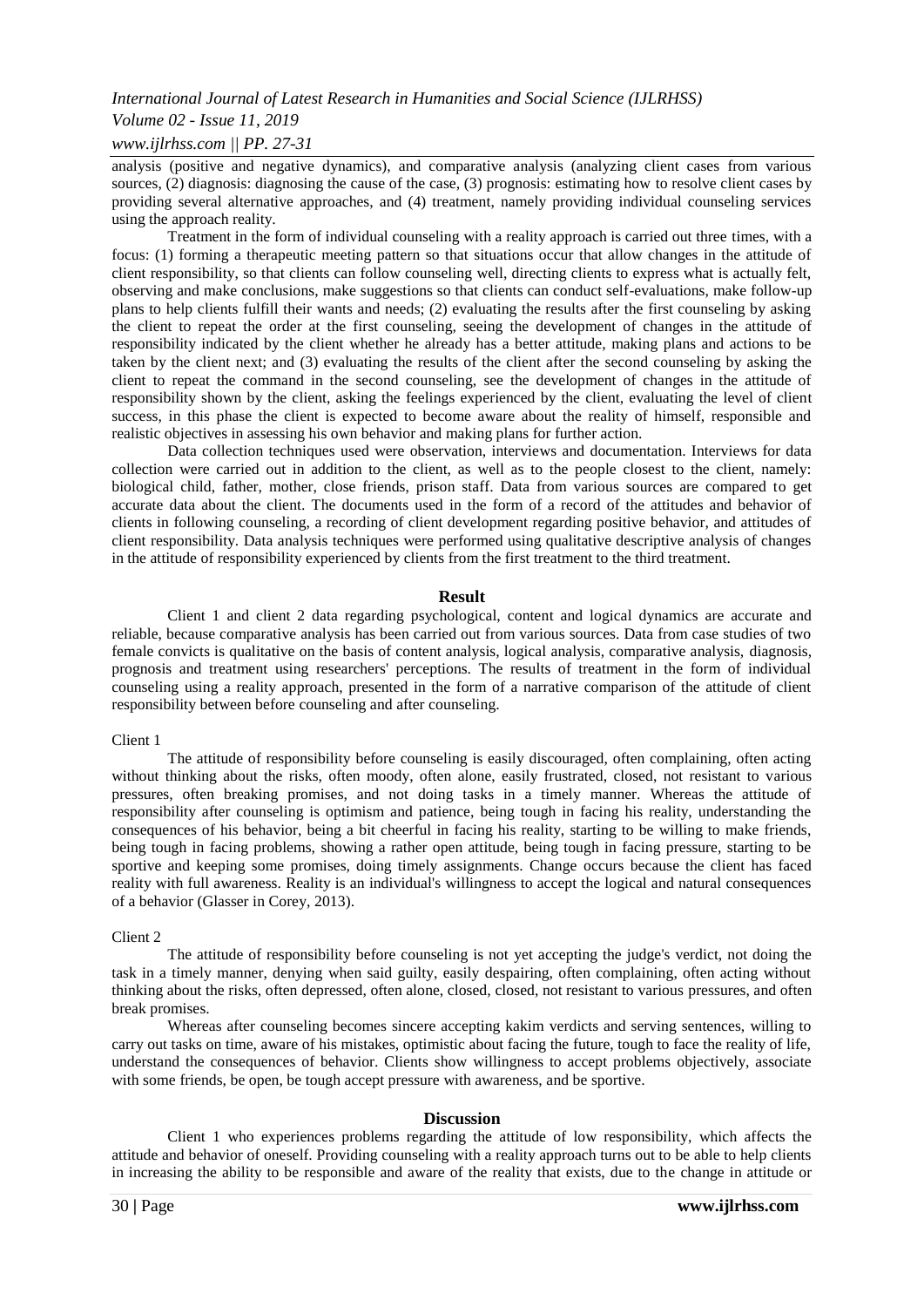analysis (positive and negative dynamics), and comparative analysis (analyzing client cases from various sources, (2) diagnosis: diagnosing the cause of the case, (3) prognosis: estimating how to resolve client cases by providing several alternative approaches, and (4) treatment, namely providing individual counseling services using the approach reality.

Treatment in the form of individual counseling with a reality approach is carried out three times, with a focus: (1) forming a therapeutic meeting pattern so that situations occur that allow changes in the attitude of client responsibility, so that clients can follow counseling well, directing clients to express what is actually felt, observing and make conclusions, make suggestions so that clients can conduct self-evaluations, make follow-up plans to help clients fulfill their wants and needs; (2) evaluating the results after the first counseling by asking the client to repeat the order at the first counseling, seeing the development of changes in the attitude of responsibility indicated by the client whether he already has a better attitude, making plans and actions to be taken by the client next; and (3) evaluating the results of the client after the second counseling by asking the client to repeat the command in the second counseling, see the development of changes in the attitude of responsibility shown by the client, asking the feelings experienced by the client, evaluating the level of client success, in this phase the client is expected to become aware about the reality of himself, responsible and realistic objectives in assessing his own behavior and making plans for further action.

Data collection techniques used were observation, interviews and documentation. Interviews for data collection were carried out in addition to the client, as well as to the people closest to the client, namely: biological child, father, mother, close friends, prison staff. Data from various sources are compared to get accurate data about the client. The documents used in the form of a record of the attitudes and behavior of clients in following counseling, a recording of client development regarding positive behavior, and attitudes of client responsibility. Data analysis techniques were performed using qualitative descriptive analysis of changes in the attitude of responsibility experienced by clients from the first treatment to the third treatment.

## Result

Client 1 and client 2 data regarding psychological, content and logical dynamics are accurate and reliable, because comparative analysis has been carried out from various sources. Data from case studies of two female convicts is qualitative on the basis of content analysis, logical analysis, comparative analysis, diagnosis, prognosis and treatment using researchers' perceptions. The results of treatment in the form of individual counseling using a reality approach, presented in the form of a narrative comparison of the attitude of client responsibility between before counseling and after counseling.

### Client 1

The attitude of responsibility before counseling is easily discouraged, often complaining, often acting without thinking about the risks, often moody, often alone, easily frustrated, closed, not resistant to various pressures, often breaking promises, and not doing tasks in a timely manner. Whereas the attitude of responsibility after counseling is optimism and patience, being tough in facing his reality, understanding the consequences of his behavior, being a bit cheerful in facing his reality, starting to be willing to make friends, being tough in facing problems, showing a rather open attitude, being tough in facing pressure, starting to be sportive and keeping some promises, doing timely assignments. Change occurs because the client has faced reality with full awareness. Reality is an individual's willingness to accept the logical and natural consequences of a behavior (Glasser in Corey, 2013).

### Client 2

The attitude of responsibility before counseling is not yet accepting the judge's verdict, not doing the task in a timely manner, denying when said guilty, easily despairing, often complaining, often acting without thinking about the risks, often depressed, often alone, closed, closed, not resistant to various pressures, and often break promises.

Whereas after counseling becomes sincere accepting kakim verdicts and serving sentences, willing to carry out tasks on time, aware of his mistakes, optimistic about facing the future, tough to face the reality of life, understand the consequences of behavior. Clients show willingness to accept problems objectively, associate with some friends, be open, be tough accept pressure with awareness, and be sportive.

## Discussion

Client 1 who experiences problems regarding the attitude of low responsibility, which affects the attitude and behavior of oneself. Providing counseling with a reality approach turns out to be able to help clients in increasing the ability to be responsible and aware of the reality that exists, due to the change in attitude or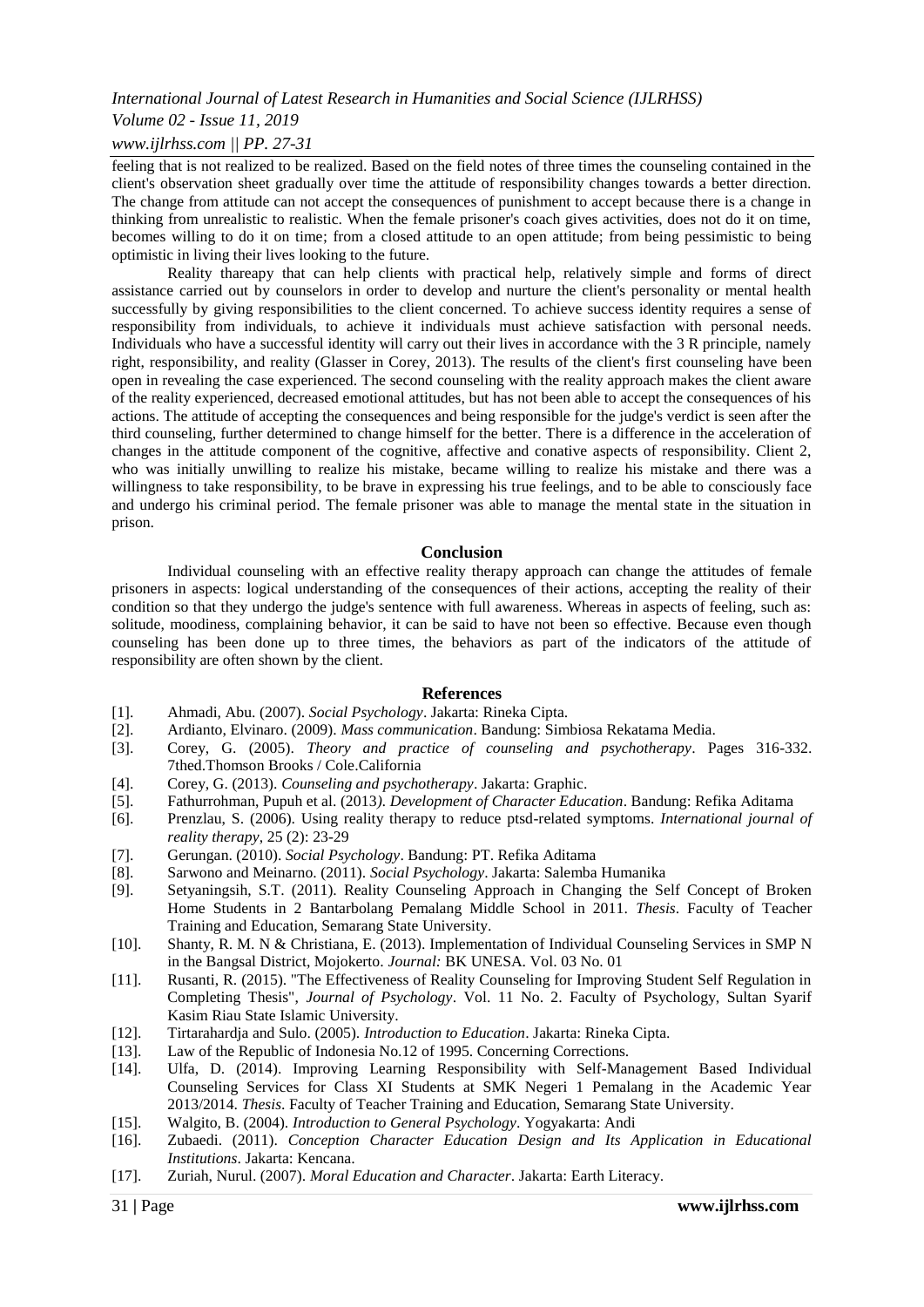feeling that is not realized to be realized. Based on the field notes of three times the counseling contained in the client's observation sheet gradually over time the attitude of responsibility changes towards a better direction. The change from attitude can not accept the consequences of punishment to accept because there is a change in thinking from unrealistic to realistic. When the female prisoner's coach gives activities, does not do it on time, becomes willing to do it on time; from a closed attitude to an open attitude; from being pessimistic to being optimistic in living their lives looking to the future.

Reality thareapy that can help clients with practical help, relatively simple and forms of direct assistance carried out by counselors in order to develop and nurture the client's personality or mental health successfully by giving responsibilities to the client concerned. To achieve success identity requires a sense of responsibility from individuals, to achieve it individuals must achieve satisfaction with personal needs. Individuals who have a successful identity will carry out their lives in accordance with the 3 R principle, namely right, responsibility, and reality (Glasser in Corey, 2013). The results of the client's first counseling have been open in revealing the case experienced. The second counseling with the reality approach makes the client aware of the reality experienced, decreased emotional attitudes, but has not been able to accept the consequences of his actions. The attitude of accepting the consequences and being responsible for the judge's verdict is seen after the third counseling, further determined to change himself for the better. There is a difference in the acceleration of changes in the attitude component of the cognitive, affective and conative aspects of responsibility. Client 2, who was initially unwilling to realize his mistake, became willing to realize his mistake and there was a willingness to take responsibility, to be brave in expressing his true feelings, and to be able to consciously face and undergo his criminal period. The female prisoner was able to manage the mental state in the situation in prison.

## Conclusion

Individual counseling with an effective reality therapy approach can change the attitudes of female prisoners in aspects: logical understanding of the consequences of their actions, accepting the reality of their condition so that they undergo the judge's sentence with full awareness. Whereas in aspects of feeling, such as: solitude, moodiness, complaining behavior, it can be said to have not been so effective. Because even though counseling has been done up to three times, the behaviors as part of the indicators of the attitude of responsibility are often shown by the client.

## References

[1]. Ahmadi, Abu. (2007). *Social Psychology*. Jakarta: Rineka Cipta.

[2]. Ardianto, Elvinaro. (2009). *Mass communication*. Bandung: Simbiosa Rekatama Media.

[3]. Corey, G. (2005). *Theory and practice of counseling and psychotherapy*. Pages 316-332. 7thed.Thomson Brooks / Cole.California

[4]. Corey, G. (2013). *Counseling and psychotherapy*. Jakarta: Graphic.

[5]. Fathurrohman, Pupuh et al. (2013*). Development of Character Education*. Bandung: Refika Aditama

[6]. Prenzlau, S. (2006). Using reality therapy to reduce ptsd-related symptoms. *International journal of reality therapy*, 25 (2): 23-29

[7]. Gerungan. (2010). *Social Psychology*. Bandung: PT. Refika Aditama

[8]. Sarwono and Meinarno. (2011). *Social Psychology*. Jakarta: Salemba Humanika

[9]. Setyaningsih, S.T. (2011). Reality Counseling Approach in Changing the Self Concept of Broken Home Students in 2 Bantarbolang Pemalang Middle School in 2011. *Thesis*. Faculty of Teacher Training and Education, Semarang State University.

[10]. Shanty, R. M. N & Christiana, E. (2013). Implementation of Individual Counseling Services in SMP N in the Bangsal District, Mojokerto. *Journal:* BK UNESA. Vol. 03 No. 01

[11]. Rusanti, R. (2015). "The Effectiveness of Reality Counseling for Improving Student Self Regulation in Completing Thesis", *Journal of Psychology*. Vol. 11 No. 2. Faculty of Psychology, Sultan Syarif Kasim Riau State Islamic University.

[12]. Tirtarahardja and Sulo. (2005). *Introduction to Education*. Jakarta: Rineka Cipta.

[13]. Law of the Republic of Indonesia No.12 of 1995. Concerning Corrections.

[14]. Ulfa, D. (2014). Improving Learning Responsibility with Self-Management Based Individual Counseling Services for Class XI Students at SMK Negeri 1 Pemalang in the Academic Year 2013/2014. *Thesis*. Faculty of Teacher Training and Education, Semarang State University.

[15]. Walgito, B. (2004). *Introduction to General Psychology*. Yogyakarta: Andi

[16]. Zubaedi. (2011). *Conception Character Education Design and Its Application in Educational Institutions*. Jakarta: Kencana.

[17]. Zuriah, Nurul. (2007). *Moral Education and Character*. Jakarta: Earth Literacy.